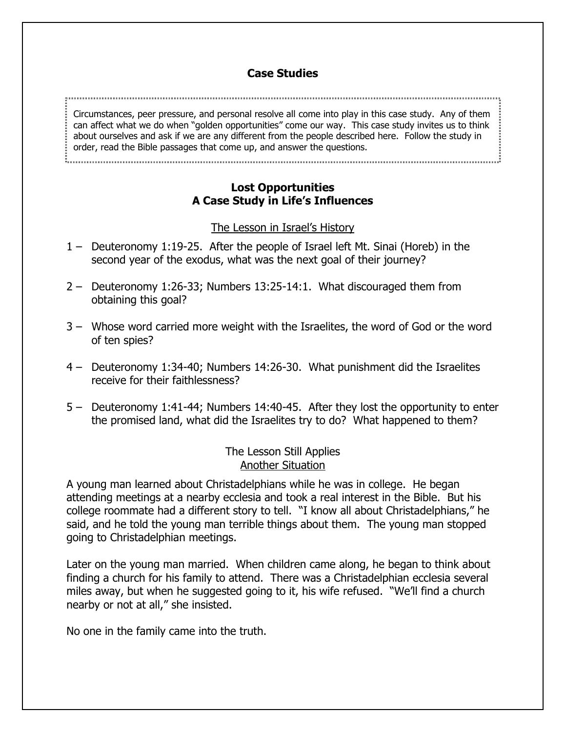## Case Studies

Circumstances, peer pressure, and personal resolve all come into play in this case study. Any of them can affect what we do when "golden opportunities" come our way. This case study invites us to think about ourselves and ask if we are any different from the people described here. Follow the study in order, read the Bible passages that come up, and answer the questions.

### Lost Opportunities
### A Case Study in Life's Influences

<u>The Lesson in Israel's History</u>

1 – Deuteronomy 1:19-25. After the people of Israel left Mt. Sinai (Horeb) in the second year of the exodus, what was the next goal of their journey?

2 – Deuteronomy 1:26-33; Numbers 13:25-14:1. What discouraged them from obtaining this goal?

3 – Whose word carried more weight with the Israelites, the word of God or the word of ten spies?

4 – Deuteronomy 1:34-40; Numbers 14:26-30. What punishment did the Israelites receive for their faithlessness?

5 – Deuteronomy 1:41-44; Numbers 14:40-45. After they lost the opportunity to enter the promised land, what did the Israelites try to do? What happened to them?

The Lesson Still Applies
<u>Another Situation</u>

A young man learned about Christadelphians while he was in college. He began attending meetings at a nearby ecclesia and took a real interest in the Bible. But his college roommate had a different story to tell. "I know all about Christadelphians," he said, and he told the young man terrible things about them. The young man stopped going to Christadelphian meetings.

Later on the young man married. When children came along, he began to think about finding a church for his family to attend. There was a Christadelphian ecclesia several miles away, but when he suggested going to it, his wife refused. "We'll find a church nearby or not at all," she insisted.

No one in the family came into the truth.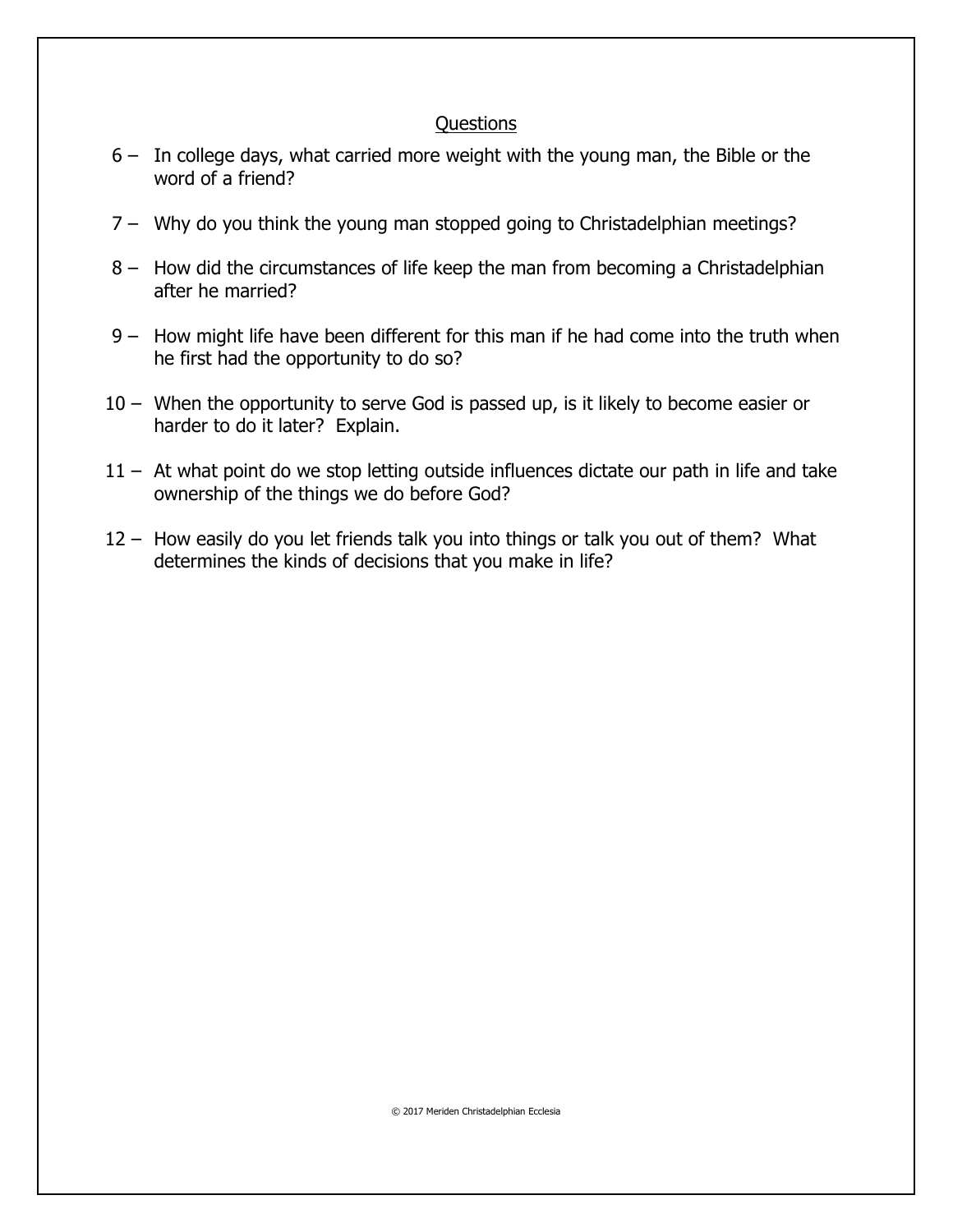## Questions

6 – In college days, what carried more weight with the young man, the Bible or the word of a friend?

7 – Why do you think the young man stopped going to Christadelphian meetings?

8 – How did the circumstances of life keep the man from becoming a Christadelphian after he married?

9 – How might life have been different for this man if he had come into the truth when he first had the opportunity to do so?

10 – When the opportunity to serve God is passed up, is it likely to become easier or harder to do it later? Explain.

11 – At what point do we stop letting outside influences dictate our path in life and take ownership of the things we do before God?

12 – How easily do you let friends talk you into things or talk you out of them? What determines the kinds of decisions that you make in life?

© 2017 Meriden Christadelphian Ecclesia